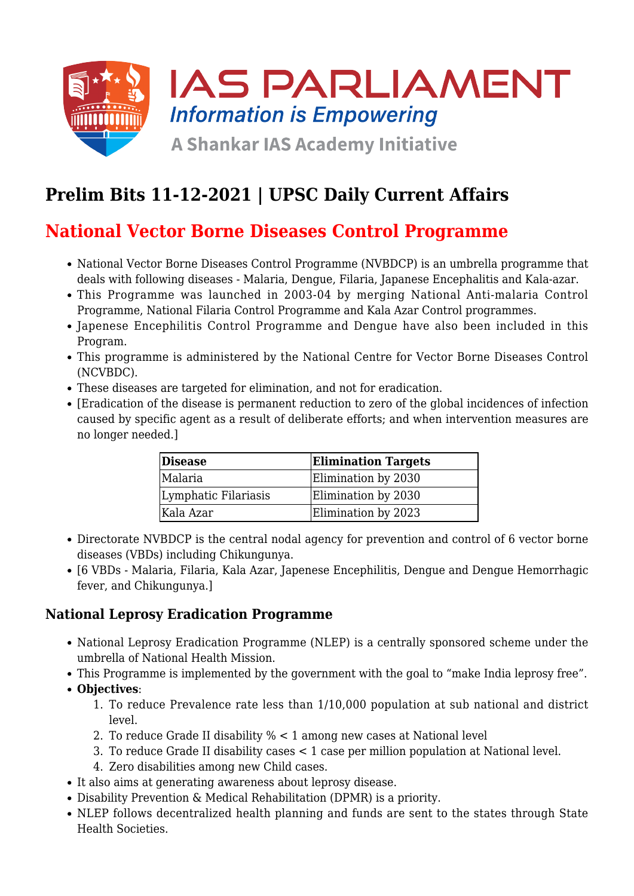# Prelim Bits 11-12-2021 | UPSC Daily Current Affairs

## National Vector Borne Diseases Control Programme

- National Vector Borne Diseases Control Programme (NVBDCP) is an umbrella programme that deals with following diseases - Malaria, Dengue, Filaria, Japanese Encephalitis and Kala-azar.
- This Programme was launched in 2003-04 by merging National Anti-malaria Control Programme, National Filaria Control Programme and Kala Azar Control programmes.
- Japenese Encephilitis Control Programme and Dengue have also been included in this Program.
- This programme is administered by the National Centre for Vector Borne Diseases Control (NCVBDC).
- These diseases are targeted for elimination, and not for eradication.
- [Eradication of the disease is permanent reduction to zero of the global incidences of infection caused by specific agent as a result of deliberate efforts; and when intervention measures are no longer needed.]

| Disease | Elimination Targets |
|---|---|
| Malaria | Elimination by 2030 |
| Lymphatic Filariasis | Elimination by 2030 |
| Kala Azar | Elimination by 2023 |

- Directorate NVBDCP is the central nodal agency for prevention and control of 6 vector borne diseases (VBDs) including Chikungunya.
- [6 VBDs - Malaria, Filaria, Kala Azar, Japenese Encephilitis, Dengue and Dengue Hemorrhagic fever, and Chikungunya.]

### National Leprosy Eradication Programme

- National Leprosy Eradication Programme (NLEP) is a centrally sponsored scheme under the umbrella of National Health Mission.
- This Programme is implemented by the government with the goal to "make India leprosy free".
- **Objectives**:
  1. To reduce Prevalence rate less than 1/10,000 population at sub national and district level.
  2. To reduce Grade II disability % < 1 among new cases at National level
  3. To reduce Grade II disability cases < 1 case per million population at National level.
  4. Zero disabilities among new Child cases.
- It also aims at generating awareness about leprosy disease.
- Disability Prevention & Medical Rehabilitation (DPMR) is a priority.
- NLEP follows decentralized health planning and funds are sent to the states through State Health Societies.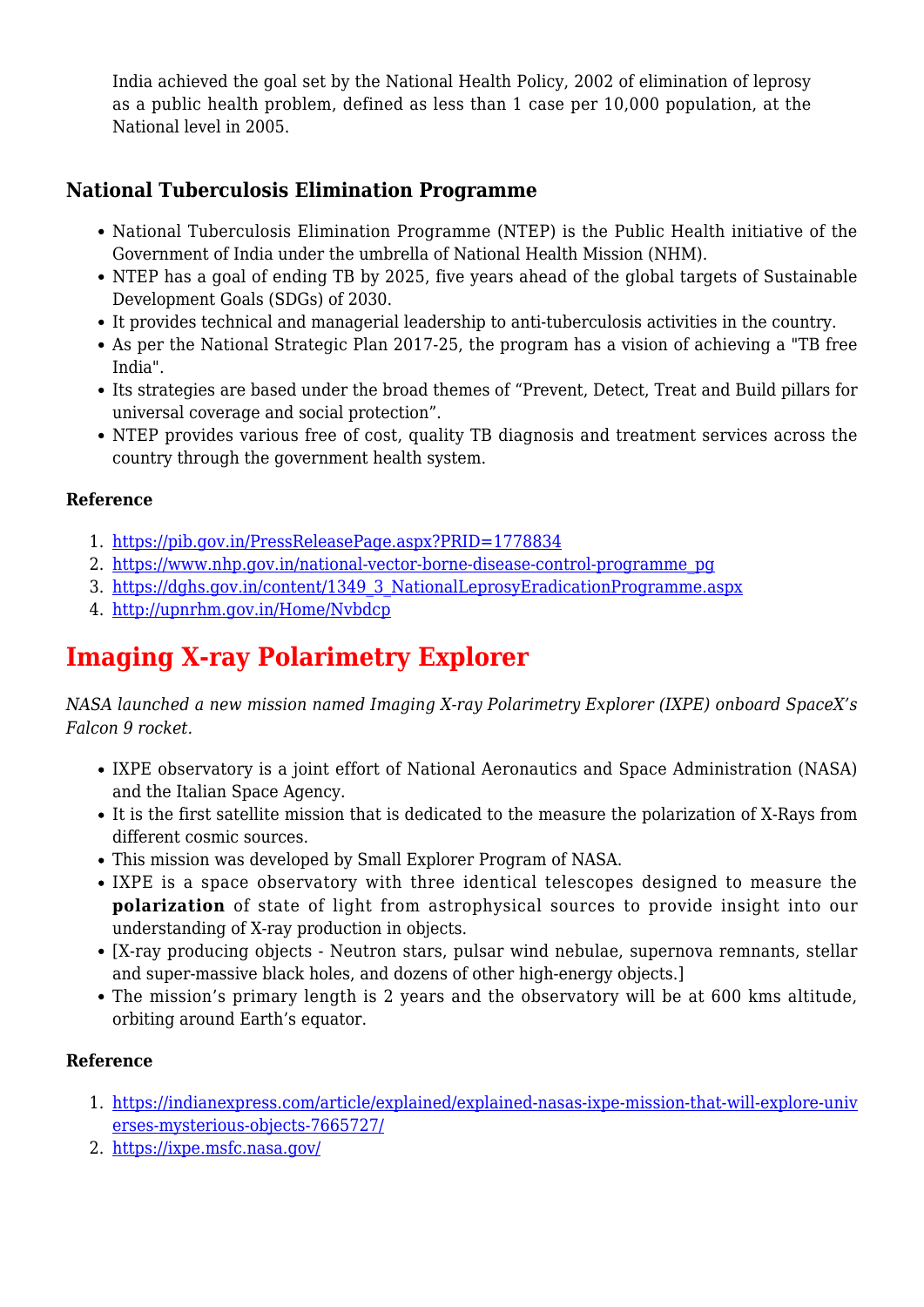India achieved the goal set by the National Health Policy, 2002 of elimination of leprosy as a public health problem, defined as less than 1 case per 10,000 population, at the National level in 2005.

### National Tuberculosis Elimination Programme

- National Tuberculosis Elimination Programme (NTEP) is the Public Health initiative of the Government of India under the umbrella of National Health Mission (NHM).
- NTEP has a goal of ending TB by 2025, five years ahead of the global targets of Sustainable Development Goals (SDGs) of 2030.
- It provides technical and managerial leadership to anti-tuberculosis activities in the country.
- As per the National Strategic Plan 2017-25, the program has a vision of achieving a "TB free India".
- Its strategies are based under the broad themes of “Prevent, Detect, Treat and Build pillars for universal coverage and social protection”.
- NTEP provides various free of cost, quality TB diagnosis and treatment services across the country through the government health system.

**Reference**

1. https://pib.gov.in/PressReleasePage.aspx?PRID=1778834
2. https://www.nhp.gov.in/national-vector-borne-disease-control-programme_pg
3. https://dghs.gov.in/content/1349_3_NationalLeprosyEradicationProgramme.aspx
4. http://upnrhm.gov.in/Home/Nvbdcp

# Imaging X-ray Polarimetry Explorer

*NASA launched a new mission named Imaging X-ray Polarimetry Explorer (IXPE) onboard SpaceX’s Falcon 9 rocket.*

- IXPE observatory is a joint effort of National Aeronautics and Space Administration (NASA) and the Italian Space Agency.
- It is the first satellite mission that is dedicated to the measure the polarization of X-Rays from different cosmic sources.
- This mission was developed by Small Explorer Program of NASA.
- IXPE is a space observatory with three identical telescopes designed to measure the **polarization** of state of light from astrophysical sources to provide insight into our understanding of X-ray production in objects.
- [X-ray producing objects - Neutron stars, pulsar wind nebulae, supernova remnants, stellar and super-massive black holes, and dozens of other high-energy objects.]
- The mission’s primary length is 2 years and the observatory will be at 600 kms altitude, orbiting around Earth’s equator.

**Reference**

1. https://indianexpress.com/article/explained/explained-nasas-ixpe-mission-that-will-explore-universes-mysterious-objects-7665727/
2. https://ixpe.msfc.nasa.gov/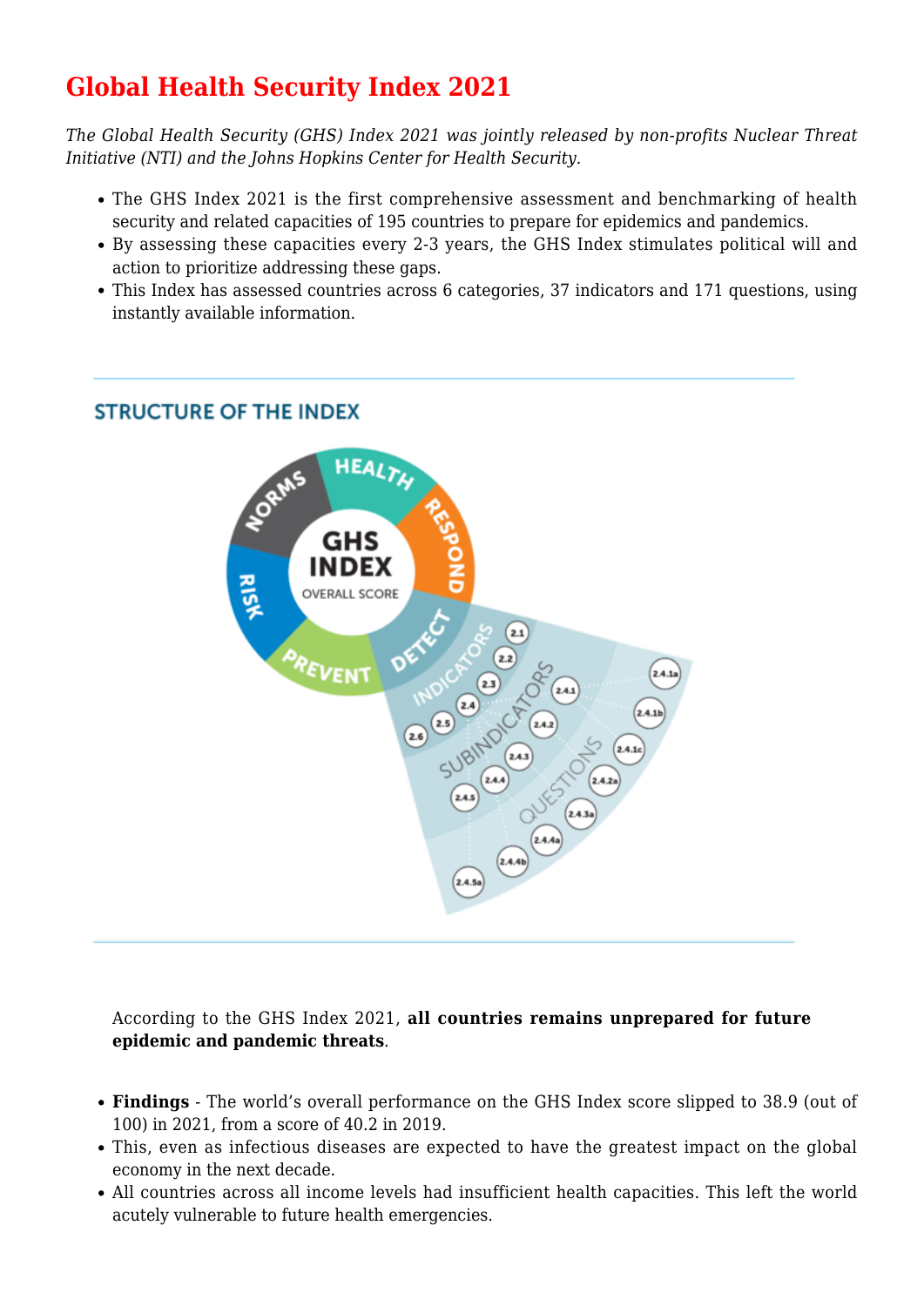# Global Health Security Index 2021

*The Global Health Security (GHS) Index 2021 was jointly released by non-profits Nuclear Threat Initiative (NTI) and the Johns Hopkins Center for Health Security.*

- The GHS Index 2021 is the first comprehensive assessment and benchmarking of health security and related capacities of 195 countries to prepare for epidemics and pandemics.
- By assessing these capacities every 2-3 years, the GHS Index stimulates political will and action to prioritize addressing these gaps.
- This Index has assessed countries across 6 categories, 37 indicators and 171 questions, using instantly available information.

According to the GHS Index 2021, **all countries remains unprepared for future epidemic and pandemic threats**.

- **Findings** - The world's overall performance on the GHS Index score slipped to 38.9 (out of 100) in 2021, from a score of 40.2 in 2019.
- This, even as infectious diseases are expected to have the greatest impact on the global economy in the next decade.
- All countries across all income levels had insufficient health capacities. This left the world acutely vulnerable to future health emergencies.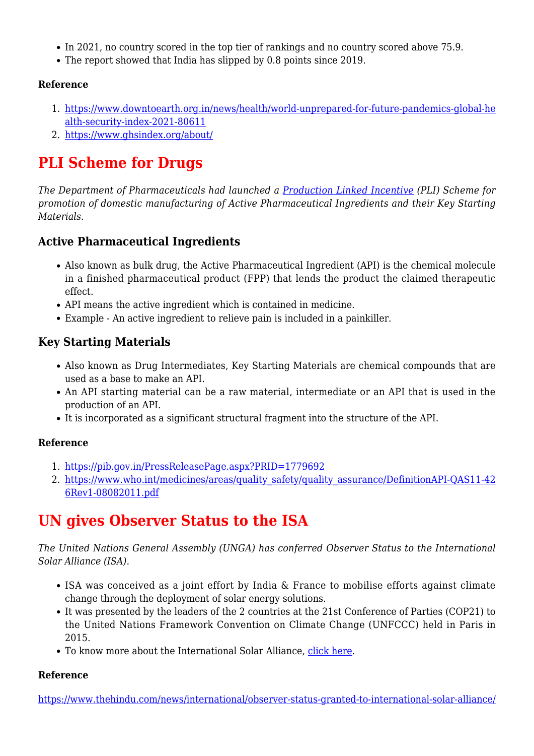- In 2021, no country scored in the top tier of rankings and no country scored above 75.9.
- The report showed that India has slipped by 0.8 points since 2019.

**Reference**

1. https://www.downtoearth.org.in/news/health/world-unprepared-for-future-pandemics-global-health-security-index-2021-80611
2. https://www.ghsindex.org/about/

# PLI Scheme for Drugs

*The Department of Pharmaceuticals had launched a Production Linked Incentive (PLI) Scheme for promotion of domestic manufacturing of Active Pharmaceutical Ingredients and their Key Starting Materials.*

## Active Pharmaceutical Ingredients

- Also known as bulk drug, the Active Pharmaceutical Ingredient (API) is the chemical molecule in a finished pharmaceutical product (FPP) that lends the product the claimed therapeutic effect.
- API means the active ingredient which is contained in medicine.
- Example - An active ingredient to relieve pain is included in a painkiller.

## Key Starting Materials

- Also known as Drug Intermediates, Key Starting Materials are chemical compounds that are used as a base to make an API.
- An API starting material can be a raw material, intermediate or an API that is used in the production of an API.
- It is incorporated as a significant structural fragment into the structure of the API.

**Reference**

1. https://pib.gov.in/PressReleasePage.aspx?PRID=1779692
2. https://www.who.int/medicines/areas/quality_safety/quality_assurance/DefinitionAPI-QAS11-426Rev1-08082011.pdf

# UN gives Observer Status to the ISA

*The United Nations General Assembly (UNGA) has conferred Observer Status to the International Solar Alliance (ISA).*

- ISA was conceived as a joint effort by India & France to mobilise efforts against climate change through the deployment of solar energy solutions.
- It was presented by the leaders of the 2 countries at the 21st Conference of Parties (COP21) to the United Nations Framework Convention on Climate Change (UNFCCC) held in Paris in 2015.
- To know more about the International Solar Alliance, click here.

**Reference**

https://www.thehindu.com/news/international/observer-status-granted-to-international-solar-alliance/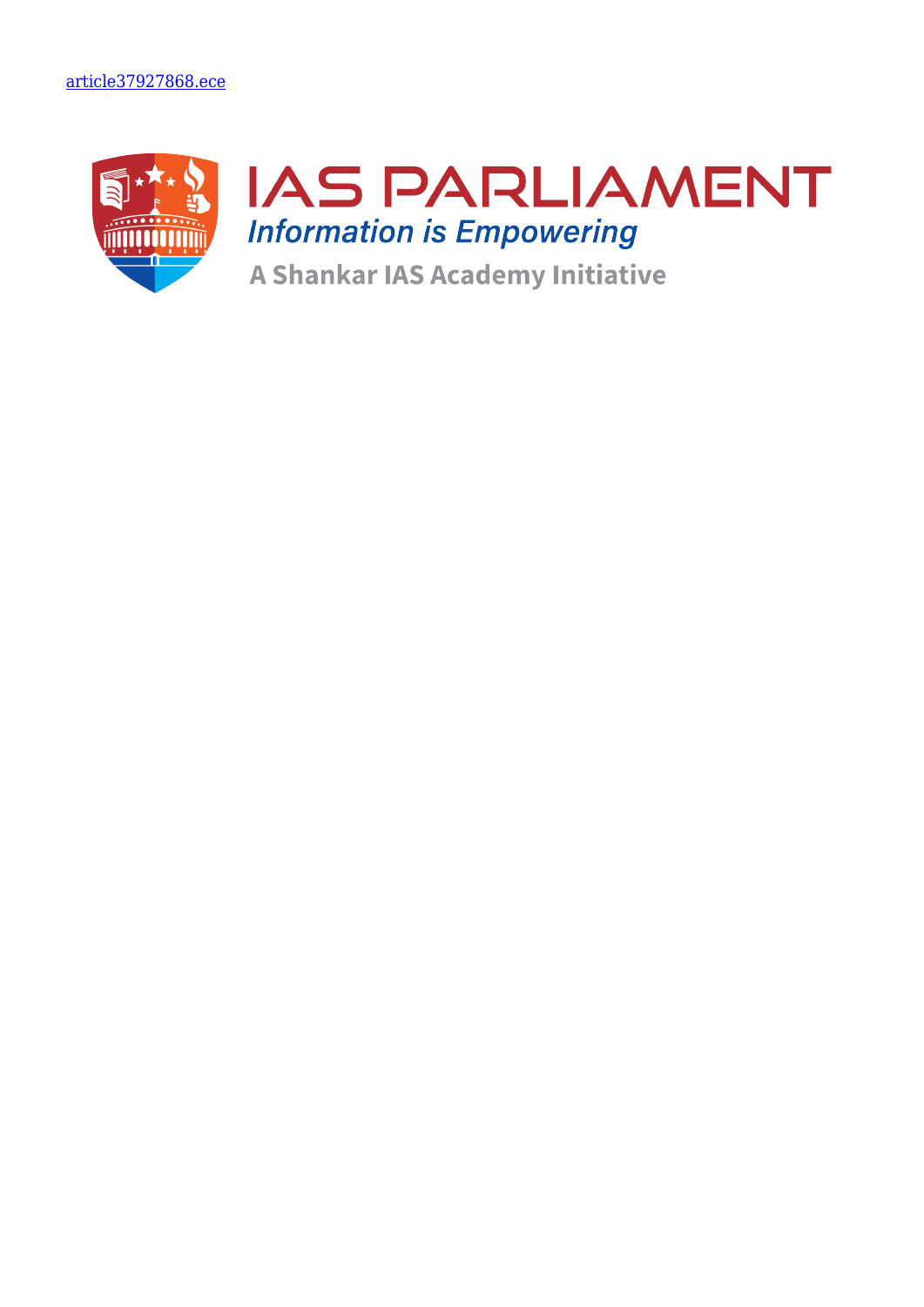article37927868.ece

IAS PARLIAMENT

*Information is Empowering*

**A Shankar IAS Academy Initiative**